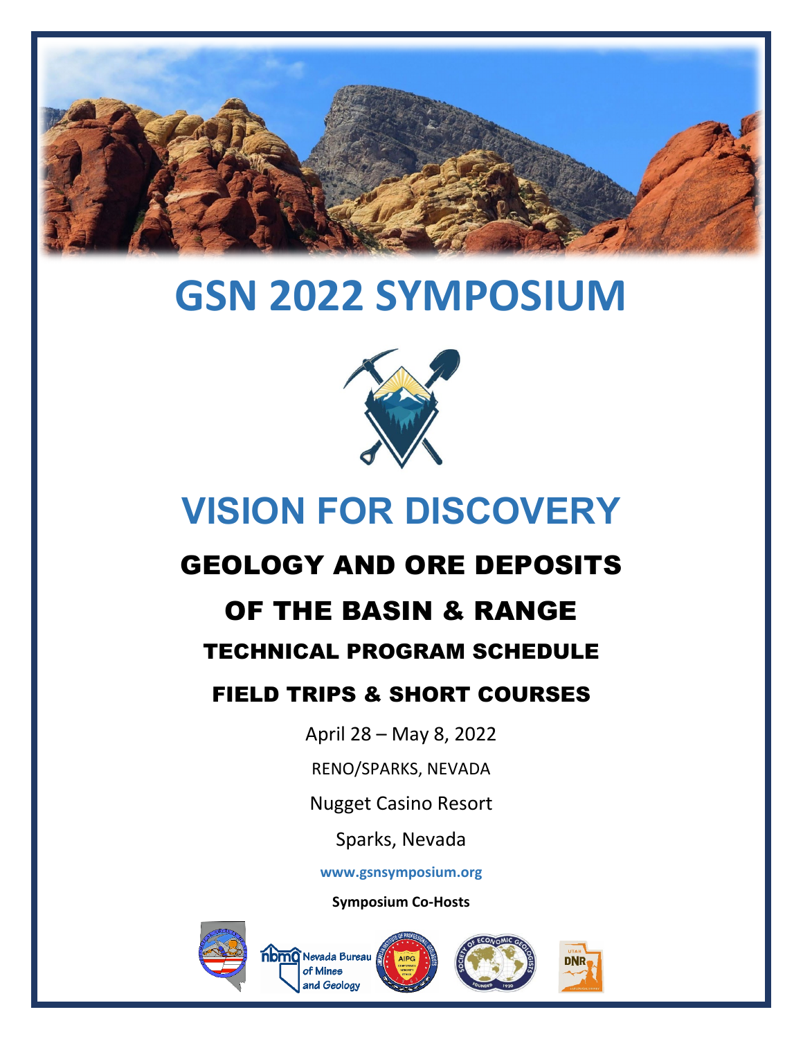# GSN 2022 SYMPOSIUM

# VISION FOR DISCOVERY

## GEOLOGY AND ORE DEPOSITS

## OF THE BASIN & RANGE

### TECHNICAL PROGRAM SCHEDULE

### FIELD TRIPS & SHORT COURSES

April 28 – May 8, 2022

RENO/SPARKS, NEVADA

Nugget Casino Resort

Sparks, Nevada

**www.gsnsymposium.org**

**Symposium Co-Hosts**

Nevada Bureau of Mines and Geology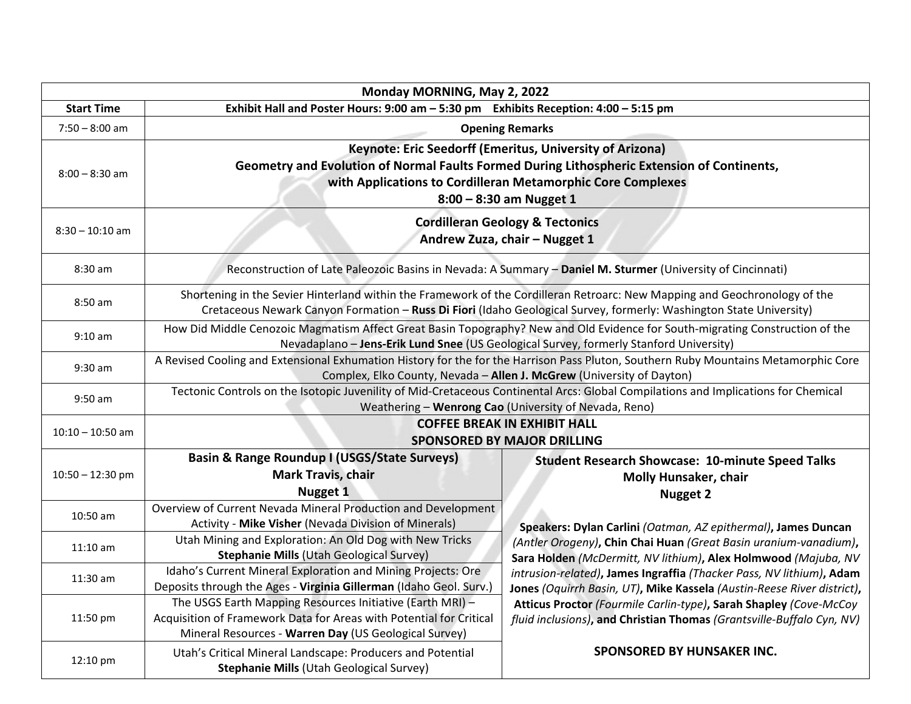| Monday MORNING, May 2, 2022 | | |
|---|---|---|
| **Start Time** | **Exhibit Hall and Poster Hours: 9:00 am – 5:30 pm    Exhibits Reception: 4:00 – 5:15 pm** | |
| 7:50 – 8:00 am | **Opening Remarks** | |
| 8:00 – 8:30 am | **Keynote: Eric Seedorff (Emeritus, University of Arizona)**<br>**Geometry and Evolution of Normal Faults Formed During Lithospheric Extension of Continents, with Applications to Cordilleran Metamorphic Core Complexes**<br>**8:00 – 8:30 am Nugget 1** | |
| 8:30 – 10:10 am | **Cordilleran Geology & Tectonics**<br>**Andrew Zuza, chair – Nugget 1** | |
| 8:30 am | Reconstruction of Late Paleozoic Basins in Nevada: A Summary – **Daniel M. Sturmer** (University of Cincinnati) | |
| 8:50 am | Shortening in the Sevier Hinterland within the Framework of the Cordilleran Retroarc: New Mapping and Geochronology of the Cretaceous Newark Canyon Formation – **Russ Di Fiori** (Idaho Geological Survey, formerly: Washington State University) | |
| 9:10 am | How Did Middle Cenozoic Magmatism Affect Great Basin Topography? New and Old Evidence for South-migrating Construction of the Nevadaplano – **Jens-Erik Lund Snee** (US Geological Survey, formerly Stanford University) | |
| 9:30 am | A Revised Cooling and Extensional Exhumation History for the for the Harrison Pass Pluton, Southern Ruby Mountains Metamorphic Core Complex, Elko County, Nevada – **Allen J. McGrew** (University of Dayton) | |
| 9:50 am | Tectonic Controls on the Isotopic Juvenility of Mid-Cretaceous Continental Arcs: Global Compilations and Implications for Chemical Weathering – **Wenrong Cao** (University of Nevada, Reno) | |
| 10:10 – 10:50 am | **COFFEE BREAK IN EXHIBIT HALL**<br>**SPONSORED BY MAJOR DRILLING** | |
| 10:50 – 12:30 pm | **Basin & Range Roundup I (USGS/State Surveys)**<br>**Mark Travis, chair**<br>**Nugget 1** | **Student Research Showcase: 10-minute Speed Talks**<br>**Molly Hunsaker, chair**<br>**Nugget 2** |
| 10:50 am | Overview of Current Nevada Mineral Production and Development Activity - **Mike Visher** (Nevada Division of Minerals) | **Speakers: Dylan Carlini** *(Oatman, AZ epithermal)*, **James Duncan** *(Antler Orogeny)*, **Chin Chai Huan** *(Great Basin uranium-vanadium)*, **Sara Holden** *(McDermitt, NV lithium)*, **Alex Holmwood** *(Majuba, NV intrusion-related)*, **James Ingraffia** *(Thacker Pass, NV lithium)*, **Adam Jones** *(Oquirrh Basin, UT)*, **Mike Kassela** *(Austin-Reese River district)*, **Atticus Proctor** *(Fourmile Carlin-type)*, **Sarah Shapley** *(Cove-McCoy fluid inclusions)*, **and Christian Thomas** *(Grantsville-Buffalo Cyn, NV)*<br><br>**SPONSORED BY HUNSAKER INC.** |
| 11:10 am | Utah Mining and Exploration: An Old Dog with New Tricks **Stephanie Mills** (Utah Geological Survey) | |
| 11:30 am | Idaho's Current Mineral Exploration and Mining Projects: Ore Deposits through the Ages - **Virginia Gillerman** (Idaho Geol. Surv.) | |
| 11:50 pm | The USGS Earth Mapping Resources Initiative (Earth MRI) – Acquisition of Framework Data for Areas with Potential for Critical Mineral Resources - **Warren Day** (US Geological Survey) | |
| 12:10 pm | Utah's Critical Mineral Landscape: Producers and Potential **Stephanie Mills** (Utah Geological Survey) | |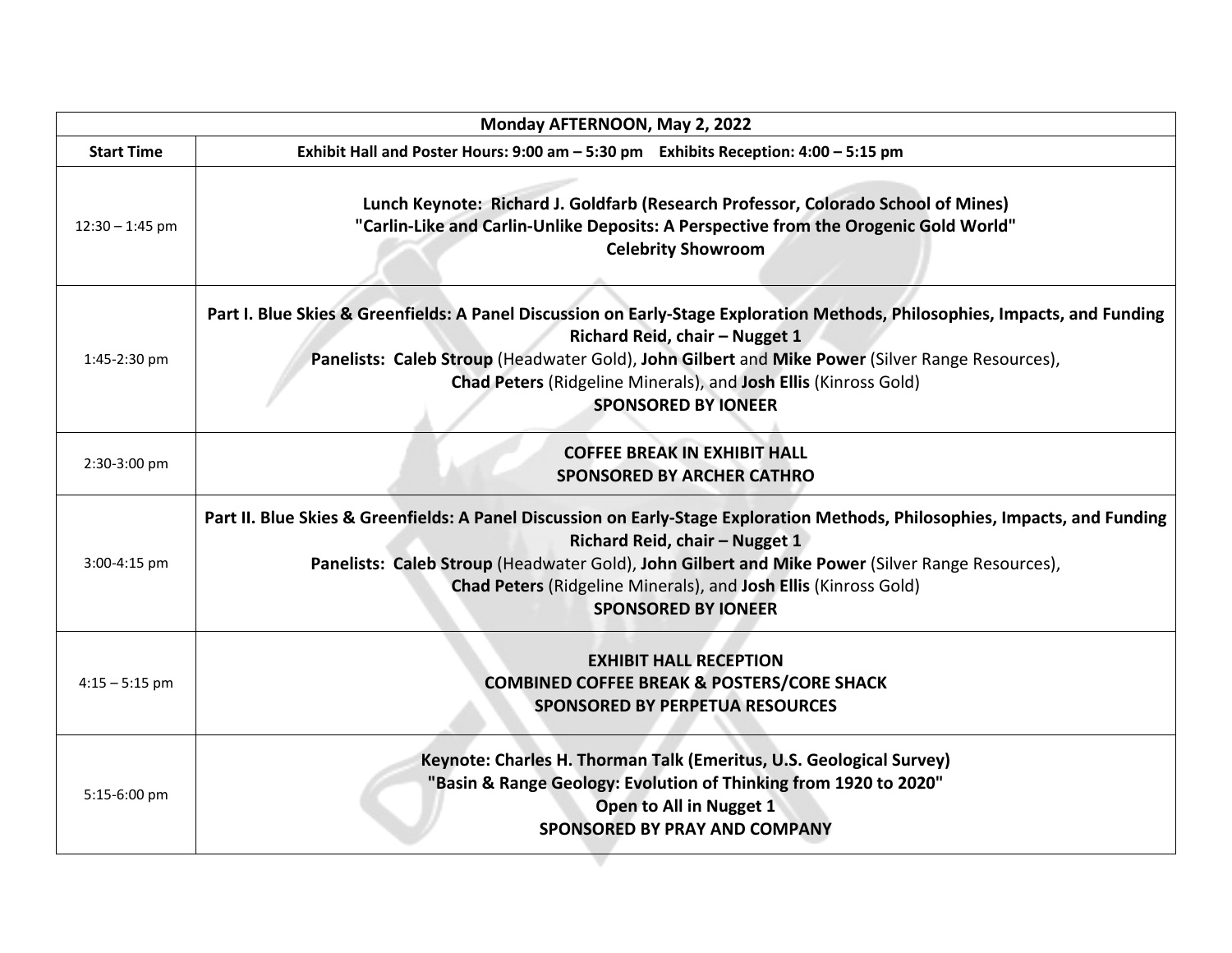| Monday AFTERNOON, May 2, 2022 | |
|---|---|
| **Start Time** | **Exhibit Hall and Poster Hours: 9:00 am – 5:30 pm Exhibits Reception: 4:00 – 5:15 pm** |
| 12:30 – 1:45 pm | **Lunch Keynote: Richard J. Goldfarb (Research Professor, Colorado School of Mines)**<br>**"Carlin-Like and Carlin-Unlike Deposits: A Perspective from the Orogenic Gold World"**<br>**Celebrity Showroom** |
| 1:45-2:30 pm | **Part I. Blue Skies & Greenfields: A Panel Discussion on Early-Stage Exploration Methods, Philosophies, Impacts, and Funding**<br>**Richard Reid, chair – Nugget 1**<br>**Panelists: Caleb Stroup** (Headwater Gold), **John Gilbert** and **Mike Power** (Silver Range Resources),<br>**Chad Peters** (Ridgeline Minerals), and **Josh Ellis** (Kinross Gold)<br>**SPONSORED BY IONEER** |
| 2:30-3:00 pm | **COFFEE BREAK IN EXHIBIT HALL**<br>**SPONSORED BY ARCHER CATHRO** |
| 3:00-4:15 pm | **Part II. Blue Skies & Greenfields: A Panel Discussion on Early-Stage Exploration Methods, Philosophies, Impacts, and Funding**<br>**Richard Reid, chair – Nugget 1**<br>**Panelists: Caleb Stroup** (Headwater Gold), **John Gilbert and Mike Power** (Silver Range Resources),<br>**Chad Peters** (Ridgeline Minerals), and **Josh Ellis** (Kinross Gold)<br>**SPONSORED BY IONEER** |
| 4:15 – 5:15 pm | **EXHIBIT HALL RECEPTION**<br>**COMBINED COFFEE BREAK & POSTERS/CORE SHACK**<br>**SPONSORED BY PERPETUA RESOURCES** |
| 5:15-6:00 pm | **Keynote: Charles H. Thorman Talk (Emeritus, U.S. Geological Survey)**<br>**"Basin & Range Geology: Evolution of Thinking from 1920 to 2020"**<br>**Open to All in Nugget 1**<br>**SPONSORED BY PRAY AND COMPANY** |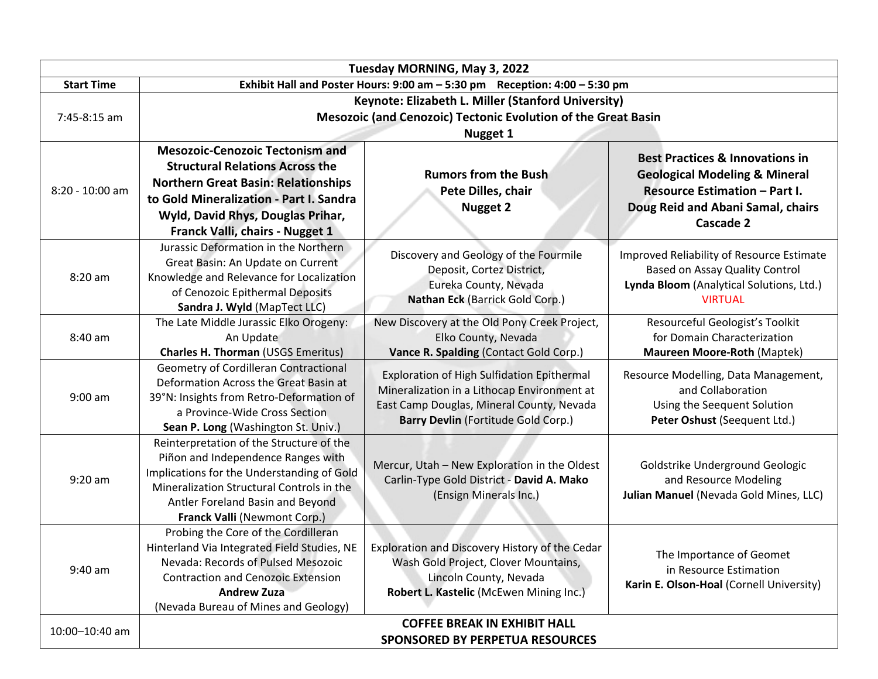| Tuesday MORNING, May 3, 2022 | | | |
|---|---|---|---|
| **Start Time** | **Exhibit Hall and Poster Hours: 9:00 am – 5:30 pm Reception: 4:00 – 5:30 pm** | | |
| 7:45-8:15 am | **Keynote: Elizabeth L. Miller (Stanford University)<br>Mesozoic (and Cenozoic) Tectonic Evolution of the Great Basin<br>Nugget 1** | | |
| 8:20 - 10:00 am | **Mesozoic-Cenozoic Tectonism and Structural Relations Across the Northern Great Basin: Relationships to Gold Mineralization - Part I. Sandra Wyld, David Rhys, Douglas Prihar, Franck Valli, chairs - Nugget 1** | **Rumors from the Bush<br>Pete Dilles, chair<br>Nugget 2** | **Best Practices & Innovations in Geological Modeling & Mineral Resource Estimation – Part I.<br>Doug Reid and Abani Samal, chairs<br>Cascade 2** |
| 8:20 am | Jurassic Deformation in the Northern Great Basin: An Update on Current Knowledge and Relevance for Localization of Cenozoic Epithermal Deposits<br>**Sandra J. Wyld** (MapTect LLC) | Discovery and Geology of the Fourmile Deposit, Cortez District, Eureka County, Nevada<br>**Nathan Eck** (Barrick Gold Corp.) | Improved Reliability of Resource Estimate Based on Assay Quality Control<br>**Lynda Bloom** (Analytical Solutions, Ltd.)<br>VIRTUAL |
| 8:40 am | The Late Middle Jurassic Elko Orogeny: An Update<br>**Charles H. Thorman** (USGS Emeritus) | New Discovery at the Old Pony Creek Project, Elko County, Nevada<br>**Vance R. Spalding** (Contact Gold Corp.) | Resourceful Geologist's Toolkit for Domain Characterization<br>**Maureen Moore-Roth** (Maptek) |
| 9:00 am | Geometry of Cordilleran Contractional Deformation Across the Great Basin at 39°N: Insights from Retro-Deformation of a Province-Wide Cross Section<br>**Sean P. Long** (Washington St. Univ.) | Exploration of High Sulfidation Epithermal Mineralization in a Lithocap Environment at East Camp Douglas, Mineral County, Nevada<br>**Barry Devlin** (Fortitude Gold Corp.) | Resource Modelling, Data Management, and Collaboration Using the Seequent Solution<br>**Peter Oshust** (Seequent Ltd.) |
| 9:20 am | Reinterpretation of the Structure of the Piñon and Independence Ranges with Implications for the Understanding of Gold Mineralization Structural Controls in the Antler Foreland Basin and Beyond<br>**Franck Valli** (Newmont Corp.) | Mercur, Utah – New Exploration in the Oldest Carlin-Type Gold District - **David A. Mako** (Ensign Minerals Inc.) | Goldstrike Underground Geologic and Resource Modeling<br>**Julian Manuel** (Nevada Gold Mines, LLC) |
| 9:40 am | Probing the Core of the Cordilleran Hinterland Via Integrated Field Studies, NE Nevada: Records of Pulsed Mesozoic Contraction and Cenozoic Extension<br>**Andrew Zuza**<br>(Nevada Bureau of Mines and Geology) | Exploration and Discovery History of the Cedar Wash Gold Project, Clover Mountains, Lincoln County, Nevada<br>**Robert L. Kastelic** (McEwen Mining Inc.) | The Importance of Geomet in Resource Estimation<br>**Karin E. Olson-Hoal** (Cornell University) |
| 10:00–10:40 am | **COFFEE BREAK IN EXHIBIT HALL<br>SPONSORED BY PERPETUA RESOURCES** | | |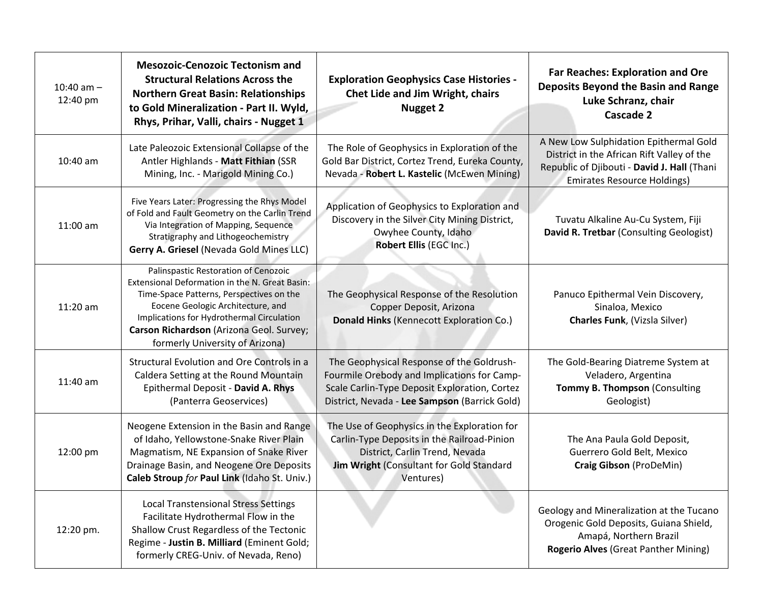| 10:40 am – 12:40 pm | **Mesozoic-Cenozoic Tectonism and Structural Relations Across the Northern Great Basin: Relationships to Gold Mineralization - Part II. Wyld, Rhys, Prihar, Valli, chairs - Nugget 1** | **Exploration Geophysics Case Histories - Chet Lide and Jim Wright, chairs Nugget 2** | **Far Reaches: Exploration and Ore Deposits Beyond the Basin and Range Luke Schranz, chair Cascade 2** |
|---|---|---|---|
| 10:40 am | Late Paleozoic Extensional Collapse of the Antler Highlands - **Matt Fithian** (SSR Mining, Inc. - Marigold Mining Co.) | The Role of Geophysics in Exploration of the Gold Bar District, Cortez Trend, Eureka County, Nevada - **Robert L. Kastelic** (McEwen Mining) | A New Low Sulphidation Epithermal Gold District in the African Rift Valley of the Republic of Djibouti - **David J. Hall** (Thani Emirates Resource Holdings) |
| 11:00 am | Five Years Later: Progressing the Rhys Model of Fold and Fault Geometry on the Carlin Trend Via Integration of Mapping, Sequence Stratigraphy and Lithogeochemistry **Gerry A. Griesel** (Nevada Gold Mines LLC) | Application of Geophysics to Exploration and Discovery in the Silver City Mining District, Owyhee County, Idaho **Robert Ellis** (EGC Inc.) | Tuvatu Alkaline Au-Cu System, Fiji **David R. Tretbar** (Consulting Geologist) |
| 11:20 am | Palinspastic Restoration of Cenozoic Extensional Deformation in the N. Great Basin: Time-Space Patterns, Perspectives on the Eocene Geologic Architecture, and Implications for Hydrothermal Circulation **Carson Richardson** (Arizona Geol. Survey; formerly University of Arizona) | The Geophysical Response of the Resolution Copper Deposit, Arizona **Donald Hinks** (Kennecott Exploration Co.) | Panuco Epithermal Vein Discovery, Sinaloa, Mexico **Charles Funk**, (Vizsla Silver) |
| 11:40 am | Structural Evolution and Ore Controls in a Caldera Setting at the Round Mountain Epithermal Deposit - **David A. Rhys** (Panterra Geoservices) | The Geophysical Response of the Goldrush-Fourmile Orebody and Implications for Camp-Scale Carlin-Type Deposit Exploration, Cortez District, Nevada - **Lee Sampson** (Barrick Gold) | The Gold-Bearing Diatreme System at Veladero, Argentina **Tommy B. Thompson** (Consulting Geologist) |
| 12:00 pm | Neogene Extension in the Basin and Range of Idaho, Yellowstone-Snake River Plain Magmatism, NE Expansion of Snake River Drainage Basin, and Neogene Ore Deposits **Caleb Stroup** *for* **Paul Link** (Idaho St. Univ.) | The Use of Geophysics in the Exploration for Carlin-Type Deposits in the Railroad-Pinion District, Carlin Trend, Nevada **Jim Wright** (Consultant for Gold Standard Ventures) | The Ana Paula Gold Deposit, Guerrero Gold Belt, Mexico **Craig Gibson** (ProDeMin) |
| 12:20 pm. | Local Transtensional Stress Settings Facilitate Hydrothermal Flow in the Shallow Crust Regardless of the Tectonic Regime - **Justin B. Milliard** (Eminent Gold; formerly CREG-Univ. of Nevada, Reno) | | Geology and Mineralization at the Tucano Orogenic Gold Deposits, Guiana Shield, Amapá, Northern Brazil **Rogerio Alves** (Great Panther Mining) |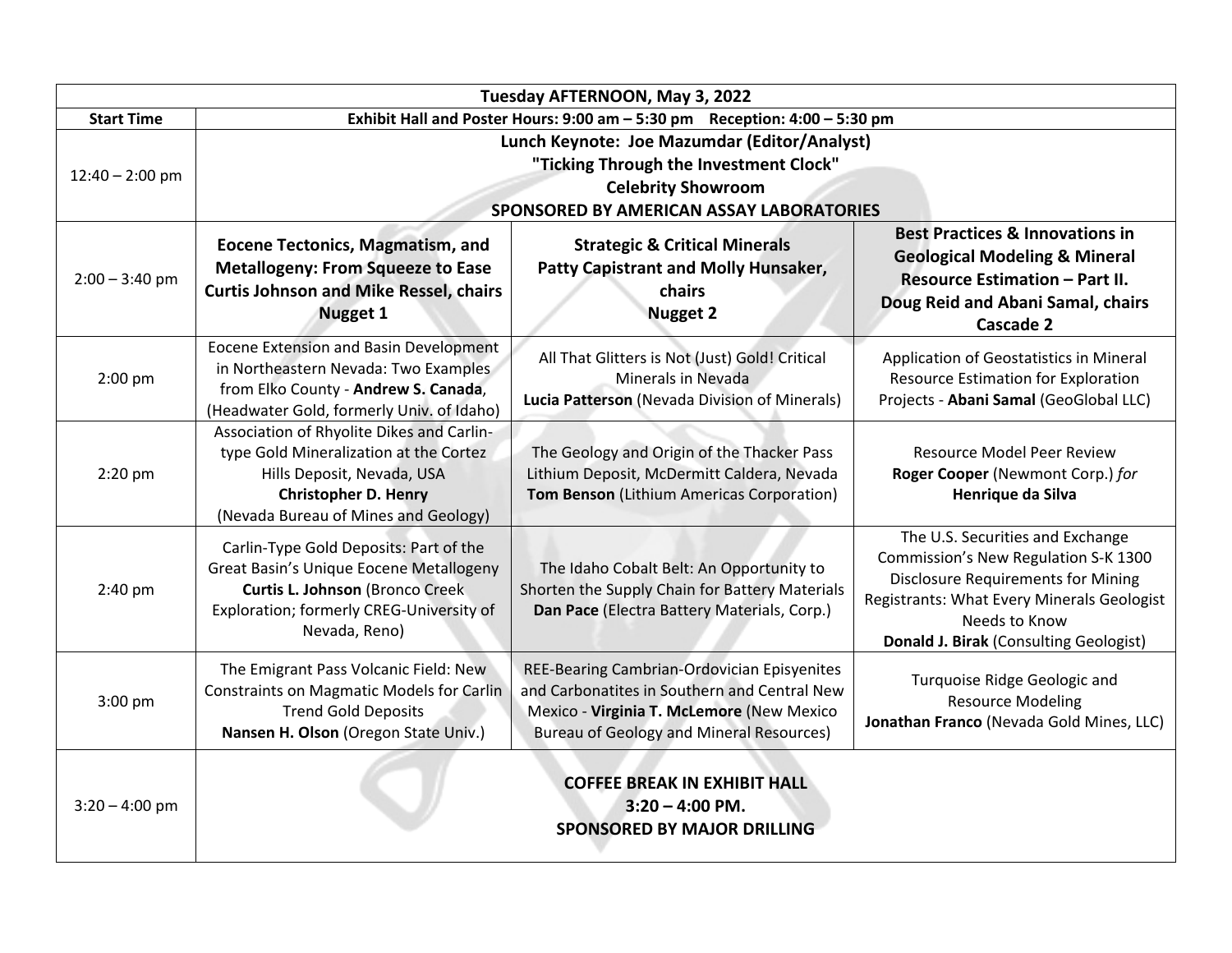| Tuesday AFTERNOON, May 3, 2022 | | | |
|---|---|---|---|
| **Start Time** | **Exhibit Hall and Poster Hours: 9:00 am – 5:30 pm Reception: 4:00 – 5:30 pm** | | |
| 12:40 – 2:00 pm | **Lunch Keynote: Joe Mazumdar (Editor/Analyst)**<br>**"Ticking Through the Investment Clock"**<br>**Celebrity Showroom**<br>**SPONSORED BY AMERICAN ASSAY LABORATORIES** | | |
| 2:00 – 3:40 pm | **Eocene Tectonics, Magmatism, and Metallogeny: From Squeeze to Ease**<br>**Curtis Johnson and Mike Ressel, chairs**<br>**Nugget 1** | **Strategic & Critical Minerals**<br>**Patty Capistrant and Molly Hunsaker, chairs**<br>**Nugget 2** | **Best Practices & Innovations in Geological Modeling & Mineral Resource Estimation – Part II.**<br>**Doug Reid and Abani Samal, chairs**<br>**Cascade 2** |
| 2:00 pm | Eocene Extension and Basin Development in Northeastern Nevada: Two Examples from Elko County - **Andrew S. Canada**, (Headwater Gold, formerly Univ. of Idaho) | All That Glitters is Not (Just) Gold! Critical Minerals in Nevada<br>**Lucia Patterson** (Nevada Division of Minerals) | Application of Geostatistics in Mineral Resource Estimation for Exploration Projects - **Abani Samal** (GeoGlobal LLC) |
| 2:20 pm | Association of Rhyolite Dikes and Carlin-type Gold Mineralization at the Cortez Hills Deposit, Nevada, USA<br>**Christopher D. Henry**<br>(Nevada Bureau of Mines and Geology) | The Geology and Origin of the Thacker Pass Lithium Deposit, McDermitt Caldera, Nevada<br>**Tom Benson** (Lithium Americas Corporation) | Resource Model Peer Review<br>**Roger Cooper** (Newmont Corp.) *for* **Henrique da Silva** |
| 2:40 pm | Carlin-Type Gold Deposits: Part of the Great Basin's Unique Eocene Metallogeny<br>**Curtis L. Johnson** (Bronco Creek Exploration; formerly CREG-University of Nevada, Reno) | The Idaho Cobalt Belt: An Opportunity to Shorten the Supply Chain for Battery Materials<br>**Dan Pace** (Electra Battery Materials, Corp.) | The U.S. Securities and Exchange Commission's New Regulation S-K 1300 Disclosure Requirements for Mining Registrants: What Every Minerals Geologist Needs to Know<br>**Donald J. Birak** (Consulting Geologist) |
| 3:00 pm | The Emigrant Pass Volcanic Field: New Constraints on Magmatic Models for Carlin Trend Gold Deposits<br>**Nansen H. Olson** (Oregon State Univ.) | REE-Bearing Cambrian-Ordovician Episyenites and Carbonatites in Southern and Central New Mexico - **Virginia T. McLemore** (New Mexico Bureau of Geology and Mineral Resources) | Turquoise Ridge Geologic and Resource Modeling<br>**Jonathan Franco** (Nevada Gold Mines, LLC) |
| 3:20 – 4:00 pm | **COFFEE BREAK IN EXHIBIT HALL**<br>**3:20 – 4:00 PM.**<br>**SPONSORED BY MAJOR DRILLING** | | |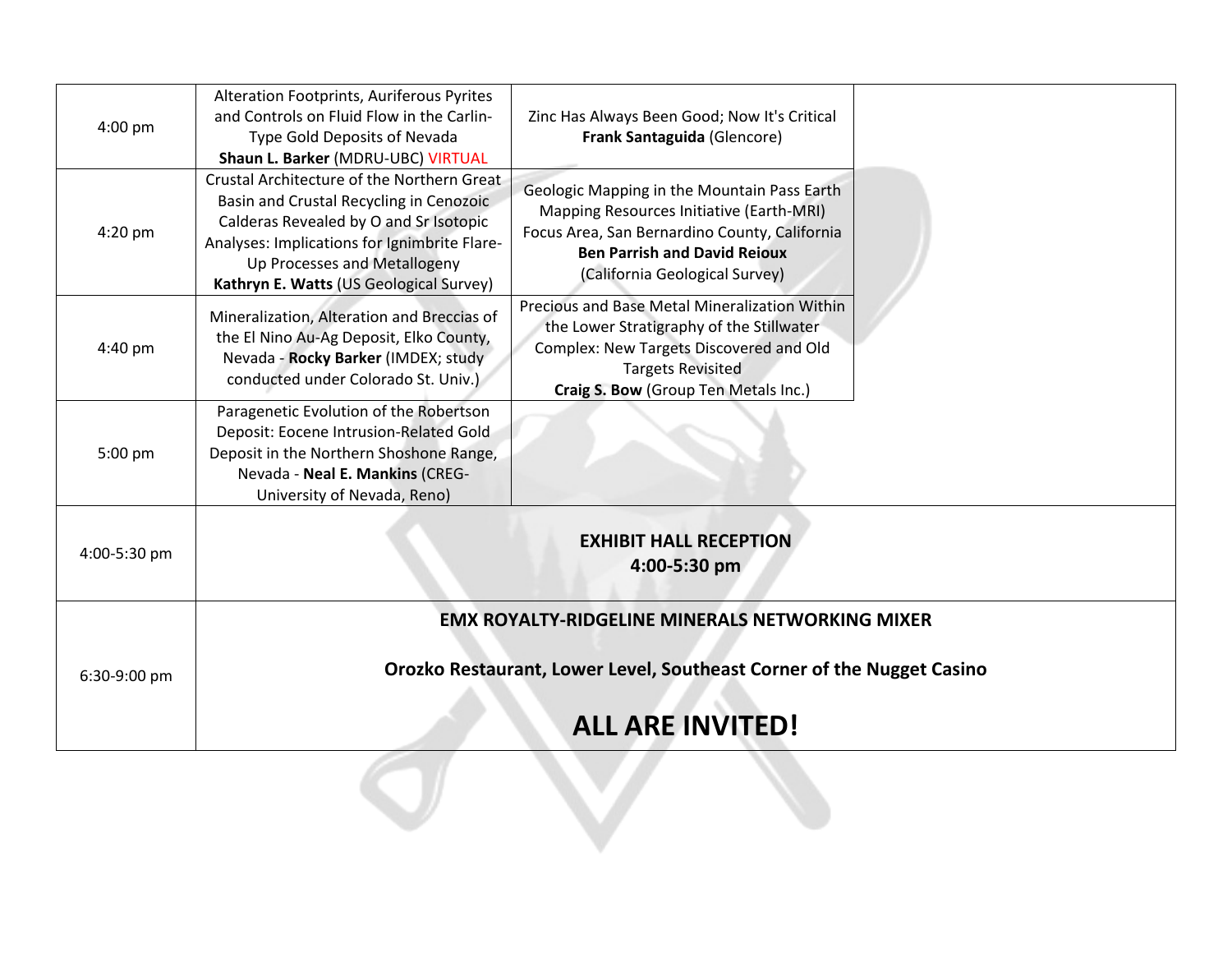| | | | |
|---|---|---|---|
| 4:00 pm | Alteration Footprints, Auriferous Pyrites and Controls on Fluid Flow in the Carlin-Type Gold Deposits of Nevada<br>**Shaun L. Barker** (MDRU-UBC) VIRTUAL | Zinc Has Always Been Good; Now It's Critical<br>**Frank Santaguida** (Glencore) | |
| 4:20 pm | Crustal Architecture of the Northern Great Basin and Crustal Recycling in Cenozoic Calderas Revealed by O and Sr Isotopic Analyses: Implications for Ignimbrite Flare-Up Processes and Metallogeny<br>**Kathryn E. Watts** (US Geological Survey) | Geologic Mapping in the Mountain Pass Earth Mapping Resources Initiative (Earth-MRI) Focus Area, San Bernardino County, California<br>**Ben Parrish and David Reioux**<br>(California Geological Survey) | |
| 4:40 pm | Mineralization, Alteration and Breccias of the El Nino Au-Ag Deposit, Elko County, Nevada - **Rocky Barker** (IMDEX; study conducted under Colorado St. Univ.) | Precious and Base Metal Mineralization Within the Lower Stratigraphy of the Stillwater Complex: New Targets Discovered and Old Targets Revisited<br>**Craig S. Bow** (Group Ten Metals Inc.) | |
| 5:00 pm | Paragenetic Evolution of the Robertson Deposit: Eocene Intrusion-Related Gold Deposit in the Northern Shoshone Range, Nevada - **Neal E. Mankins** (CREG-University of Nevada, Reno) | | |
| 4:00-5:30 pm | **EXHIBIT HALL RECEPTION**<br>**4:00-5:30 pm** | | |
| 6:30-9:00 pm | **EMX ROYALTY-RIDGELINE MINERALS NETWORKING MIXER**<br><br>**Orozko Restaurant, Lower Level, Southeast Corner of the Nugget Casino**<br><br>**ALL ARE INVITED!** | | |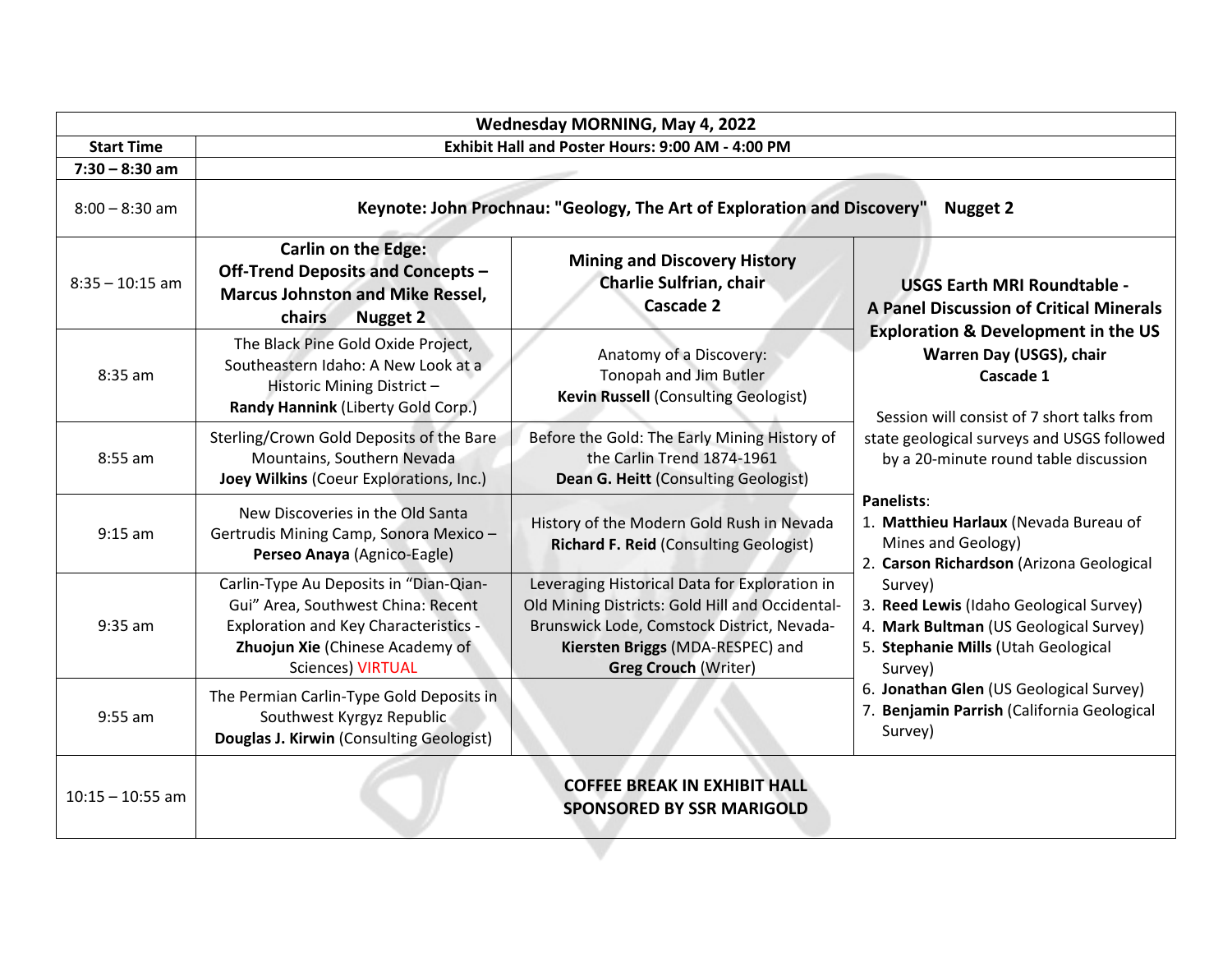| Wednesday MORNING, May 4, 2022 | | | |
|---|---|---|---|
| **Start Time** | **Exhibit Hall and Poster Hours: 9:00 AM - 4:00 PM** | | |
| **7:30 – 8:30 am** | | | |
| 8:00 – 8:30 am | **Keynote: John Prochnau: "Geology, The Art of Exploration and Discovery" Nugget 2** | | |
| 8:35 – 10:15 am | **Carlin on the Edge: Off-Trend Deposits and Concepts – Marcus Johnston and Mike Ressel, chairs Nugget 2** | **Mining and Discovery History Charlie Sulfrian, chair Cascade 2** | **USGS Earth MRI Roundtable - A Panel Discussion of Critical Minerals Exploration & Development in the US Warren Day (USGS), chair Cascade 1**<br><br>Session will consist of 7 short talks from state geological surveys and USGS followed by a 20-minute round table discussion<br><br>**Panelists**:<br>1. **Matthieu Harlaux** (Nevada Bureau of Mines and Geology)<br>2. **Carson Richardson** (Arizona Geological Survey)<br>3. **Reed Lewis** (Idaho Geological Survey)<br>4. **Mark Bultman** (US Geological Survey)<br>5. **Stephanie Mills** (Utah Geological Survey)<br>6. **Jonathan Glen** (US Geological Survey)<br>7. **Benjamin Parrish** (California Geological Survey) |
| 8:35 am | The Black Pine Gold Oxide Project, Southeastern Idaho: A New Look at a Historic Mining District – **Randy Hannink** (Liberty Gold Corp.) | Anatomy of a Discovery: Tonopah and Jim Butler **Kevin Russell** (Consulting Geologist) | |
| 8:55 am | Sterling/Crown Gold Deposits of the Bare Mountains, Southern Nevada **Joey Wilkins** (Coeur Explorations, Inc.) | Before the Gold: The Early Mining History of the Carlin Trend 1874-1961 **Dean G. Heitt** (Consulting Geologist) | |
| 9:15 am | New Discoveries in the Old Santa Gertrudis Mining Camp, Sonora Mexico – **Perseo Anaya** (Agnico-Eagle) | History of the Modern Gold Rush in Nevada **Richard F. Reid** (Consulting Geologist) | |
| 9:35 am | Carlin-Type Au Deposits in "Dian-Qian-Gui" Area, Southwest China: Recent Exploration and Key Characteristics - **Zhuojun Xie** (Chinese Academy of Sciences) VIRTUAL | Leveraging Historical Data for Exploration in Old Mining Districts: Gold Hill and Occidental-Brunswick Lode, Comstock District, Nevada- **Kiersten Briggs** (MDA-RESPEC) and **Greg Crouch** (Writer) | |
| 9:55 am | The Permian Carlin-Type Gold Deposits in Southwest Kyrgyz Republic **Douglas J. Kirwin** (Consulting Geologist) | | |
| 10:15 – 10:55 am | **COFFEE BREAK IN EXHIBIT HALL SPONSORED BY SSR MARIGOLD** | | |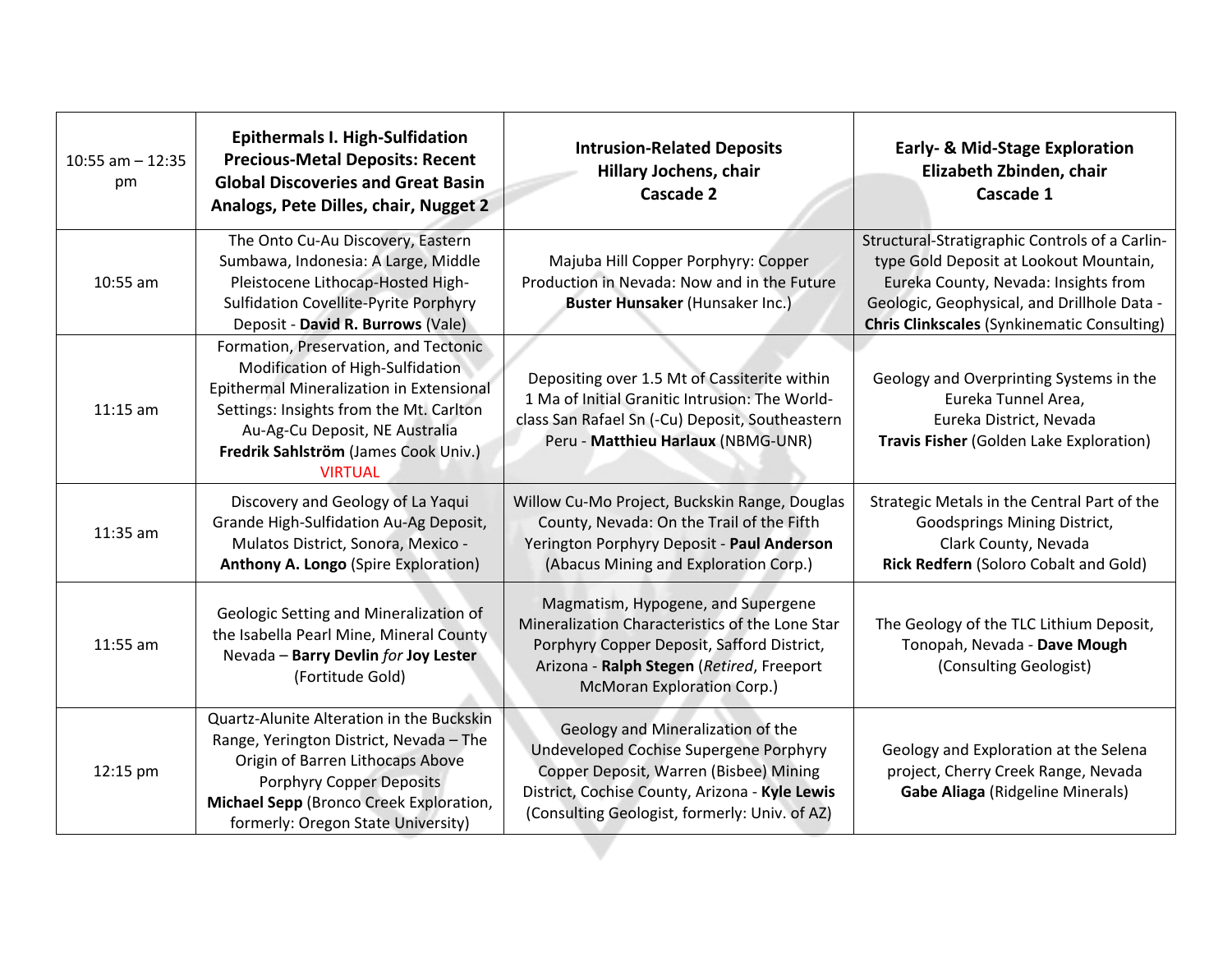| 10:55 am – 12:35 pm | **Epithermals I. High-Sulfidation Precious-Metal Deposits: Recent Global Discoveries and Great Basin Analogs, Pete Dilles, chair, Nugget 2** | **Intrusion-Related Deposits Hillary Jochens, chair Cascade 2** | **Early- & Mid-Stage Exploration Elizabeth Zbinden, chair Cascade 1** |
|---|---|---|---|
| 10:55 am | The Onto Cu-Au Discovery, Eastern Sumbawa, Indonesia: A Large, Middle Pleistocene Lithocap-Hosted High-Sulfidation Covellite-Pyrite Porphyry Deposit - **David R. Burrows** (Vale) | Majuba Hill Copper Porphyry: Copper Production in Nevada: Now and in the Future **Buster Hunsaker** (Hunsaker Inc.) | Structural-Stratigraphic Controls of a Carlin-type Gold Deposit at Lookout Mountain, Eureka County, Nevada: Insights from Geologic, Geophysical, and Drillhole Data - **Chris Clinkscales** (Synkinematic Consulting) |
| 11:15 am | Formation, Preservation, and Tectonic Modification of High-Sulfidation Epithermal Mineralization in Extensional Settings: Insights from the Mt. Carlton Au-Ag-Cu Deposit, NE Australia **Fredrik Sahlström** (James Cook Univ.) VIRTUAL | Depositing over 1.5 Mt of Cassiterite within 1 Ma of Initial Granitic Intrusion: The World-class San Rafael Sn (-Cu) Deposit, Southeastern Peru - **Matthieu Harlaux** (NBMG-UNR) | Geology and Overprinting Systems in the Eureka Tunnel Area, Eureka District, Nevada **Travis Fisher** (Golden Lake Exploration) |
| 11:35 am | Discovery and Geology of La Yaqui Grande High-Sulfidation Au-Ag Deposit, Mulatos District, Sonora, Mexico - **Anthony A. Longo** (Spire Exploration) | Willow Cu-Mo Project, Buckskin Range, Douglas County, Nevada: On the Trail of the Fifth Yerington Porphyry Deposit - **Paul Anderson** (Abacus Mining and Exploration Corp.) | Strategic Metals in the Central Part of the Goodsprings Mining District, Clark County, Nevada **Rick Redfern** (Soloro Cobalt and Gold) |
| 11:55 am | Geologic Setting and Mineralization of the Isabella Pearl Mine, Mineral County Nevada – **Barry Devlin** *for* **Joy Lester** (Fortitude Gold) | Magmatism, Hypogene, and Supergene Mineralization Characteristics of the Lone Star Porphyry Copper Deposit, Safford District, Arizona - **Ralph Stegen** (*Retired*, Freeport McMoran Exploration Corp.) | The Geology of the TLC Lithium Deposit, Tonopah, Nevada - **Dave Mough** (Consulting Geologist) |
| 12:15 pm | Quartz-Alunite Alteration in the Buckskin Range, Yerington District, Nevada – The Origin of Barren Lithocaps Above Porphyry Copper Deposits **Michael Sepp** (Bronco Creek Exploration, formerly: Oregon State University) | Geology and Mineralization of the Undeveloped Cochise Supergene Porphyry Copper Deposit, Warren (Bisbee) Mining District, Cochise County, Arizona - **Kyle Lewis** (Consulting Geologist, formerly: Univ. of AZ) | Geology and Exploration at the Selena project, Cherry Creek Range, Nevada **Gabe Aliaga** (Ridgeline Minerals) |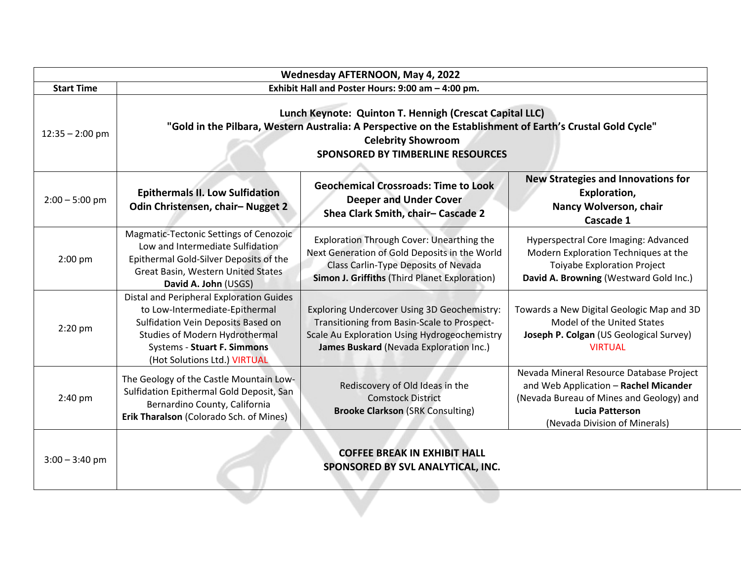| Wednesday AFTERNOON, May 4, 2022 | | | |
|---|---|---|---|
| **Start Time** | **Exhibit Hall and Poster Hours: 9:00 am – 4:00 pm.** | | |
| 12:35 – 2:00 pm | **Lunch Keynote: Quinton T. Hennigh (Crescat Capital LLC)**<br>**"Gold in the Pilbara, Western Australia: A Perspective on the Establishment of Earth's Crustal Gold Cycle"**<br>**Celebrity Showroom**<br>**SPONSORED BY TIMBERLINE RESOURCES** | | |
| 2:00 – 5:00 pm | **Epithermals II. Low Sulfidation**<br>**Odin Christensen, chair– Nugget 2** | **Geochemical Crossroads: Time to Look Deeper and Under Cover**<br>**Shea Clark Smith, chair– Cascade 2** | **New Strategies and Innovations for Exploration,**<br>**Nancy Wolverson, chair**<br>**Cascade 1** |
| 2:00 pm | Magmatic-Tectonic Settings of Cenozoic Low and Intermediate Sulfidation Epithermal Gold-Silver Deposits of the Great Basin, Western United States<br>**David A. John** (USGS) | Exploration Through Cover: Unearthing the Next Generation of Gold Deposits in the World Class Carlin-Type Deposits of Nevada<br>**Simon J. Griffiths** (Third Planet Exploration) | Hyperspectral Core Imaging: Advanced Modern Exploration Techniques at the Toiyabe Exploration Project<br>**David A. Browning** (Westward Gold Inc.) |
| 2:20 pm | Distal and Peripheral Exploration Guides to Low-Intermediate-Epithermal Sulfidation Vein Deposits Based on Studies of Modern Hydrothermal Systems - **Stuart F. Simmons** (Hot Solutions Ltd.) VIRTUAL | Exploring Undercover Using 3D Geochemistry: Transitioning from Basin-Scale to Prospect-Scale Au Exploration Using Hydrogeochemistry<br>**James Buskard** (Nevada Exploration Inc.) | Towards a New Digital Geologic Map and 3D Model of the United States<br>**Joseph P. Colgan** (US Geological Survey)<br>VIRTUAL |
| 2:40 pm | The Geology of the Castle Mountain Low-Sulfidation Epithermal Gold Deposit, San Bernardino County, California<br>**Erik Tharalson** (Colorado Sch. of Mines) | Rediscovery of Old Ideas in the Comstock District<br>**Brooke Clarkson** (SRK Consulting) | Nevada Mineral Resource Database Project and Web Application – **Rachel Micander** (Nevada Bureau of Mines and Geology) and **Lucia Patterson** (Nevada Division of Minerals) |
| 3:00 – 3:40 pm | **COFFEE BREAK IN EXHIBIT HALL**<br>**SPONSORED BY SVL ANALYTICAL, INC.** | | |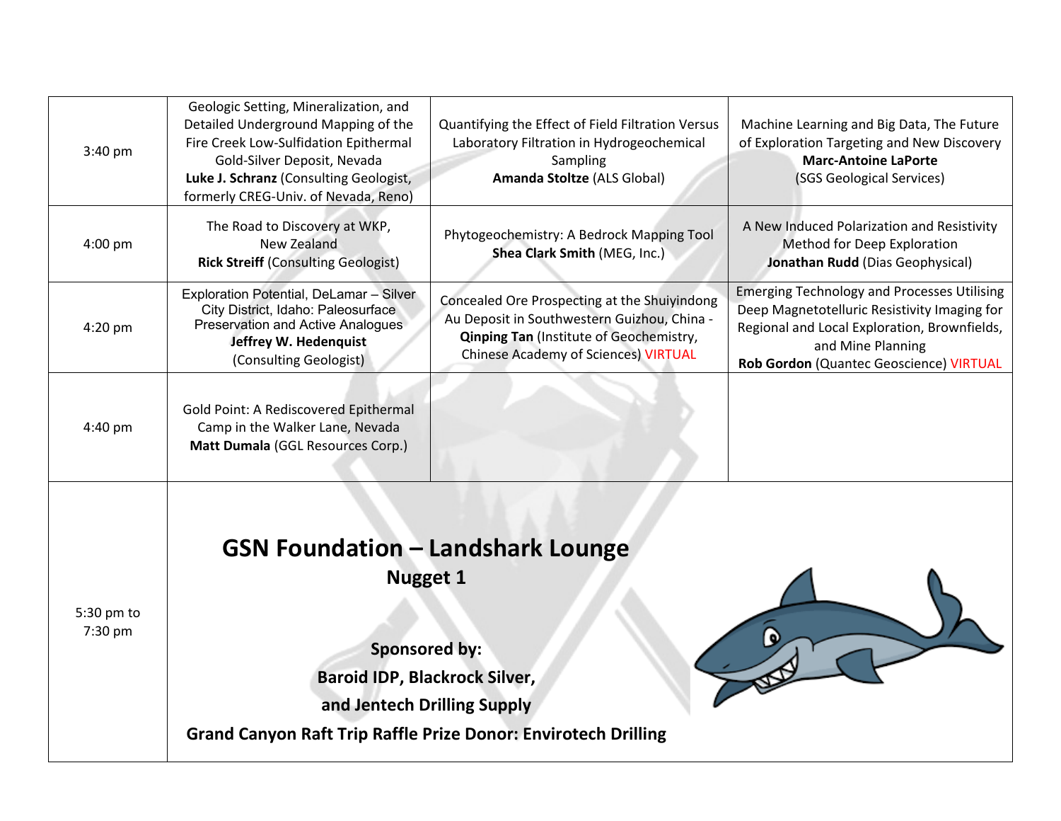| | | | |
|---|---|---|---|
| 3:40 pm | Geologic Setting, Mineralization, and Detailed Underground Mapping of the Fire Creek Low-Sulfidation Epithermal Gold-Silver Deposit, Nevada<br>**Luke J. Schranz** (Consulting Geologist, formerly CREG-Univ. of Nevada, Reno) | Quantifying the Effect of Field Filtration Versus Laboratory Filtration in Hydrogeochemical Sampling<br>**Amanda Stoltze** (ALS Global) | Machine Learning and Big Data, The Future of Exploration Targeting and New Discovery<br>**Marc-Antoine LaPorte**<br>(SGS Geological Services) |
| 4:00 pm | The Road to Discovery at WKP, New Zealand<br>**Rick Streiff** (Consulting Geologist) | Phytogeochemistry: A Bedrock Mapping Tool<br>**Shea Clark Smith** (MEG, Inc.) | A New Induced Polarization and Resistivity Method for Deep Exploration<br>**Jonathan Rudd** (Dias Geophysical) |
| 4:20 pm | Exploration Potential, DeLamar – Silver City District, Idaho: Paleosurface Preservation and Active Analogues<br>**Jeffrey W. Hedenquist**<br>(Consulting Geologist) | Concealed Ore Prospecting at the Shuiyindong Au Deposit in Southwestern Guizhou, China - **Qinping Tan** (Institute of Geochemistry, Chinese Academy of Sciences) VIRTUAL | Emerging Technology and Processes Utilising Deep Magnetotelluric Resistivity Imaging for Regional and Local Exploration, Brownfields, and Mine Planning<br>**Rob Gordon** (Quantec Geoscience) VIRTUAL |
| 4:40 pm | Gold Point: A Rediscovered Epithermal Camp in the Walker Lane, Nevada<br>**Matt Dumala** (GGL Resources Corp.) | | |
| 5:30 pm to 7:30 pm | **GSN Foundation – Landshark Lounge**<br>**Nugget 1**<br><br>**Sponsored by:**<br>**Baroid IDP, Blackrock Silver, and Jentech Drilling Supply**<br>**Grand Canyon Raft Trip Raffle Prize Donor: Envirotech Drilling** | | |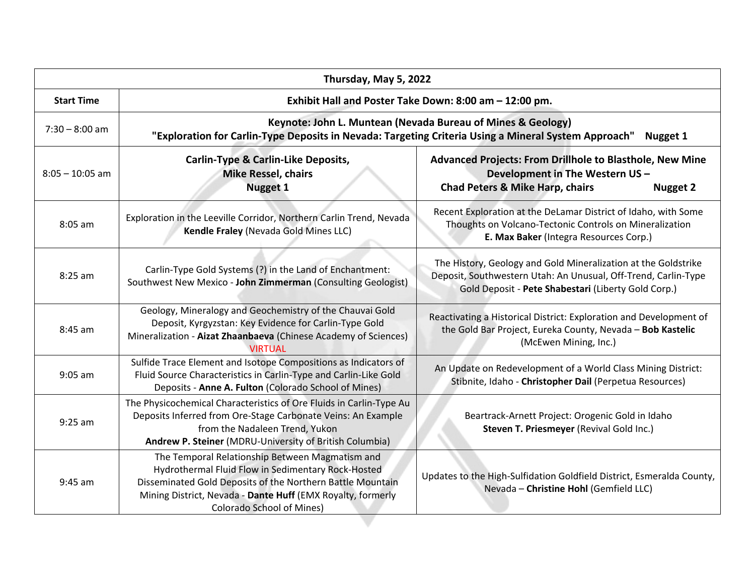| Thursday, May 5, 2022 | | |
|---|---|---|
| **Start Time** | **Exhibit Hall and Poster Take Down: 8:00 am – 12:00 pm.** | |
| 7:30 – 8:00 am | **Keynote: John L. Muntean (Nevada Bureau of Mines & Geology) "Exploration for Carlin-Type Deposits in Nevada: Targeting Criteria Using a Mineral System Approach" Nugget 1** | |
| 8:05 – 10:05 am | **Carlin-Type & Carlin-Like Deposits, Mike Ressel, chairs Nugget 1** | **Advanced Projects: From Drillhole to Blasthole, New Mine Development in The Western US – Chad Peters & Mike Harp, chairs Nugget 2** |
| 8:05 am | Exploration in the Leeville Corridor, Northern Carlin Trend, Nevada **Kendle Fraley** (Nevada Gold Mines LLC) | Recent Exploration at the DeLamar District of Idaho, with Some Thoughts on Volcano-Tectonic Controls on Mineralization **E. Max Baker** (Integra Resources Corp.) |
| 8:25 am | Carlin-Type Gold Systems (?) in the Land of Enchantment: Southwest New Mexico - **John Zimmerman** (Consulting Geologist) | The History, Geology and Gold Mineralization at the Goldstrike Deposit, Southwestern Utah: An Unusual, Off-Trend, Carlin-Type Gold Deposit - **Pete Shabestari** (Liberty Gold Corp.) |
| 8:45 am | Geology, Mineralogy and Geochemistry of the Chauvai Gold Deposit, Kyrgyzstan: Key Evidence for Carlin-Type Gold Mineralization - **Aizat Zhaanbaeva** (Chinese Academy of Sciences) VIRTUAL | Reactivating a Historical District: Exploration and Development of the Gold Bar Project, Eureka County, Nevada – **Bob Kastelic** (McEwen Mining, Inc.) |
| 9:05 am | Sulfide Trace Element and Isotope Compositions as Indicators of Fluid Source Characteristics in Carlin-Type and Carlin-Like Gold Deposits - **Anne A. Fulton** (Colorado School of Mines) | An Update on Redevelopment of a World Class Mining District: Stibnite, Idaho - **Christopher Dail** (Perpetua Resources) |
| 9:25 am | The Physicochemical Characteristics of Ore Fluids in Carlin-Type Au Deposits Inferred from Ore-Stage Carbonate Veins: An Example from the Nadaleen Trend, Yukon **Andrew P. Steiner** (MDRU-University of British Columbia) | Beartrack-Arnett Project: Orogenic Gold in Idaho **Steven T. Priesmeyer** (Revival Gold Inc.) |
| 9:45 am | The Temporal Relationship Between Magmatism and Hydrothermal Fluid Flow in Sedimentary Rock-Hosted Disseminated Gold Deposits of the Northern Battle Mountain Mining District, Nevada - **Dante Huff** (EMX Royalty, formerly Colorado School of Mines) | Updates to the High-Sulfidation Goldfield District, Esmeralda County, Nevada – **Christine Hohl** (Gemfield LLC) |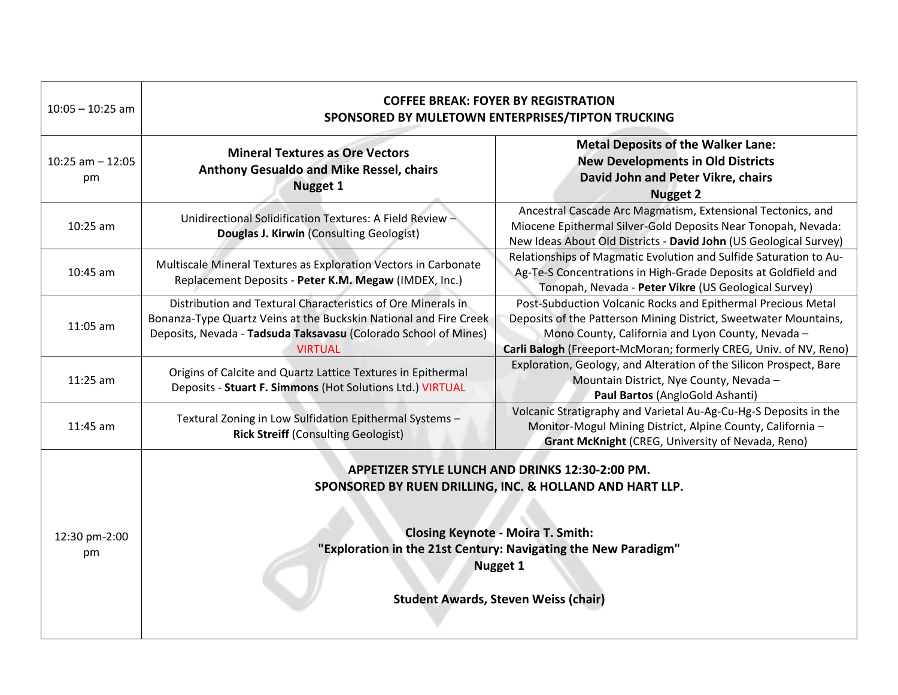| | | |
|---|---|---|
| 10:05 – 10:25 am | **COFFEE BREAK: FOYER BY REGISTRATION SPONSORED BY MULETOWN ENTERPRISES/TIPTON TRUCKING** | |
| 10:25 am – 12:05 pm | **Mineral Textures as Ore Vectors Anthony Gesualdo and Mike Ressel, chairs Nugget 1** | **Metal Deposits of the Walker Lane: New Developments in Old Districts David John and Peter Vikre, chairs Nugget 2** |
| 10:25 am | Unidirectional Solidification Textures: A Field Review – **Douglas J. Kirwin** (Consulting Geologist) | Ancestral Cascade Arc Magmatism, Extensional Tectonics, and Miocene Epithermal Silver-Gold Deposits Near Tonopah, Nevada: New Ideas About Old Districts - **David John** (US Geological Survey) |
| 10:45 am | Multiscale Mineral Textures as Exploration Vectors in Carbonate Replacement Deposits - **Peter K.M. Megaw** (IMDEX, Inc.) | Relationships of Magmatic Evolution and Sulfide Saturation to Au-Ag-Te-S Concentrations in High-Grade Deposits at Goldfield and Tonopah, Nevada - **Peter Vikre** (US Geological Survey) |
| 11:05 am | Distribution and Textural Characteristics of Ore Minerals in Bonanza-Type Quartz Veins at the Buckskin National and Fire Creek Deposits, Nevada - **Tadsuda Taksavasu** (Colorado School of Mines) VIRTUAL | Post-Subduction Volcanic Rocks and Epithermal Precious Metal Deposits of the Patterson Mining District, Sweetwater Mountains, Mono County, California and Lyon County, Nevada – **Carli Balogh** (Freeport-McMoran; formerly CREG, Univ. of NV, Reno) |
| 11:25 am | Origins of Calcite and Quartz Lattice Textures in Epithermal Deposits - **Stuart F. Simmons** (Hot Solutions Ltd.) VIRTUAL | Exploration, Geology, and Alteration of the Silicon Prospect, Bare Mountain District, Nye County, Nevada – **Paul Bartos** (AngloGold Ashanti) |
| 11:45 am | Textural Zoning in Low Sulfidation Epithermal Systems – **Rick Streiff** (Consulting Geologist) | Volcanic Stratigraphy and Varietal Au-Ag-Cu-Hg-S Deposits in the Monitor-Mogul Mining District, Alpine County, California – **Grant McKnight** (CREG, University of Nevada, Reno) |
| 12:30 pm-2:00 pm | **APPETIZER STYLE LUNCH AND DRINKS 12:30-2:00 PM. SPONSORED BY RUEN DRILLING, INC. & HOLLAND AND HART LLP.** <br><br> **Closing Keynote - Moira T. Smith: "Exploration in the 21st Century: Navigating the New Paradigm" Nugget 1** <br><br> **Student Awards, Steven Weiss (chair)** | |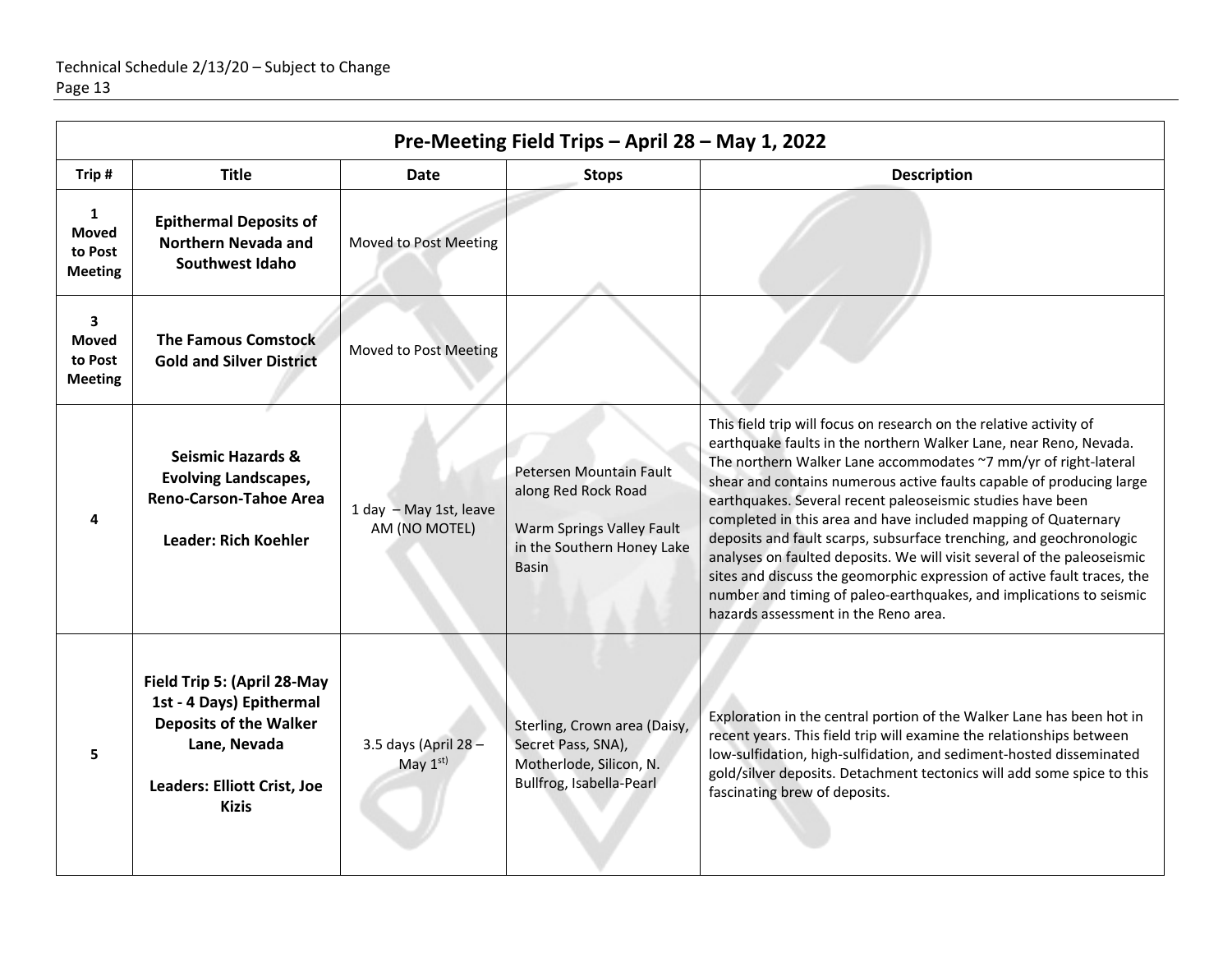| Pre-Meeting Field Trips – April 28 – May 1, 2022 | | | | |
|---|---|---|---|---|
| **Trip #** | **Title** | **Date** | **Stops** | **Description** |
| **1 Moved to Post Meeting** | **Epithermal Deposits of Northern Nevada and Southwest Idaho** | Moved to Post Meeting | | |
| **3 Moved to Post Meeting** | **The Famous Comstock Gold and Silver District** | Moved to Post Meeting | | |
| **4** | **Seismic Hazards & Evolving Landscapes, Reno-Carson-Tahoe Area**<br><br>**Leader: Rich Koehler** | 1 day – May 1st, leave AM (NO MOTEL) | Petersen Mountain Fault along Red Rock Road<br><br>Warm Springs Valley Fault in the Southern Honey Lake Basin | This field trip will focus on research on the relative activity of earthquake faults in the northern Walker Lane, near Reno, Nevada. The northern Walker Lane accommodates ~7 mm/yr of right-lateral shear and contains numerous active faults capable of producing large earthquakes. Several recent paleoseismic studies have been completed in this area and have included mapping of Quaternary deposits and fault scarps, subsurface trenching, and geochronologic analyses on faulted deposits. We will visit several of the paleoseismic sites and discuss the geomorphic expression of active fault traces, the number and timing of paleo-earthquakes, and implications to seismic hazards assessment in the Reno area. |
| **5** | **Field Trip 5: (April 28-May 1st - 4 Days) Epithermal Deposits of the Walker Lane, Nevada**<br><br>**Leaders: Elliott Crist, Joe Kizis** | 3.5 days (April 28 – May 1st) | Sterling, Crown area (Daisy, Secret Pass, SNA), Motherlode, Silicon, N. Bullfrog, Isabella-Pearl | Exploration in the central portion of the Walker Lane has been hot in recent years. This field trip will examine the relationships between low-sulfidation, high-sulfidation, and sediment-hosted disseminated gold/silver deposits. Detachment tectonics will add some spice to this fascinating brew of deposits. |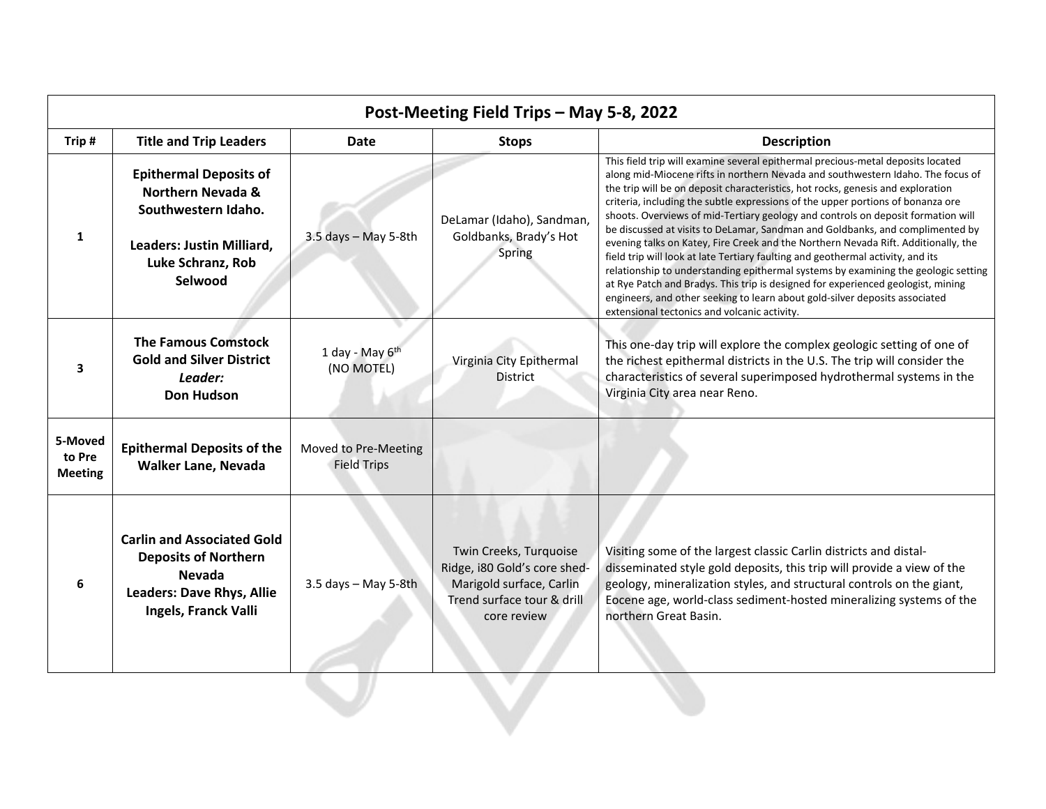| Post-Meeting Field Trips – May 5-8, 2022 | | | | |
|---|---|---|---|---|
| **Trip #** | **Title and Trip Leaders** | **Date** | **Stops** | **Description** |
| 1 | **Epithermal Deposits of Northern Nevada & Southwestern Idaho.** **Leaders: Justin Milliard, Luke Schranz, Rob Selwood** | 3.5 days – May 5-8th | DeLamar (Idaho), Sandman, Goldbanks, Brady's Hot Spring | This field trip will examine several epithermal precious-metal deposits located along mid-Miocene rifts in northern Nevada and southwestern Idaho. The focus of the trip will be on deposit characteristics, hot rocks, genesis and exploration criteria, including the subtle expressions of the upper portions of bonanza ore shoots. Overviews of mid-Tertiary geology and controls on deposit formation will be discussed at visits to DeLamar, Sandman and Goldbanks, and complimented by evening talks on Katey, Fire Creek and the Northern Nevada Rift. Additionally, the field trip will look at late Tertiary faulting and geothermal activity, and its relationship to understanding epithermal systems by examining the geologic setting at Rye Patch and Bradys. This trip is designed for experienced geologist, mining engineers, and other seeking to learn about gold-silver deposits associated extensional tectonics and volcanic activity. |
| 3 | **The Famous Comstock Gold and Silver District** ***Leader:*** **Don Hudson** | 1 day - May 6th (NO MOTEL) | Virginia City Epithermal District | This one-day trip will explore the complex geologic setting of one of the richest epithermal districts in the U.S. The trip will consider the characteristics of several superimposed hydrothermal systems in the Virginia City area near Reno. |
| **5-Moved to Pre Meeting** | **Epithermal Deposits of the Walker Lane, Nevada** | Moved to Pre-Meeting Field Trips | | |
| 6 | **Carlin and Associated Gold Deposits of Northern Nevada** **Leaders: Dave Rhys, Allie Ingels, Franck Valli** | 3.5 days – May 5-8th | Twin Creeks, Turquoise Ridge, i80 Gold's core shed-Marigold surface, Carlin Trend surface tour & drill core review | Visiting some of the largest classic Carlin districts and distal-disseminated style gold deposits, this trip will provide a view of the geology, mineralization styles, and structural controls on the giant, Eocene age, world-class sediment-hosted mineralizing systems of the northern Great Basin. |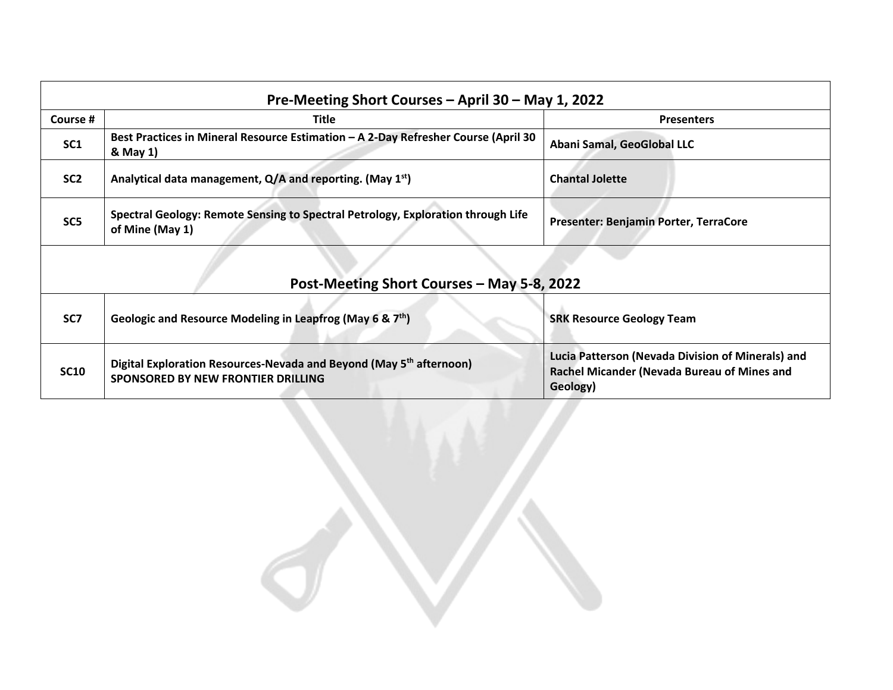| Pre-Meeting Short Courses – April 30 – May 1, 2022 | | |
|---|---|---|
| **Course #** | **Title** | **Presenters** |
| **SC1** | **Best Practices in Mineral Resource Estimation – A 2-Day Refresher Course (April 30 & May 1)** | **Abani Samal, GeoGlobal LLC** |
| **SC2** | **Analytical data management, Q/A and reporting. (May 1st)** | **Chantal Jolette** |
| **SC5** | **Spectral Geology: Remote Sensing to Spectral Petrology, Exploration through Life of Mine (May 1)** | **Presenter: Benjamin Porter, TerraCore** |
| **Post-Meeting Short Courses – May 5-8, 2022** | | |
| **SC7** | **Geologic and Resource Modeling in Leapfrog (May 6 & 7th)** | **SRK Resource Geology Team** |
| **SC10** | **Digital Exploration Resources-Nevada and Beyond (May 5th afternoon)** **SPONSORED BY NEW FRONTIER DRILLING** | **Lucia Patterson (Nevada Division of Minerals) and Rachel Micander (Nevada Bureau of Mines and Geology)** |